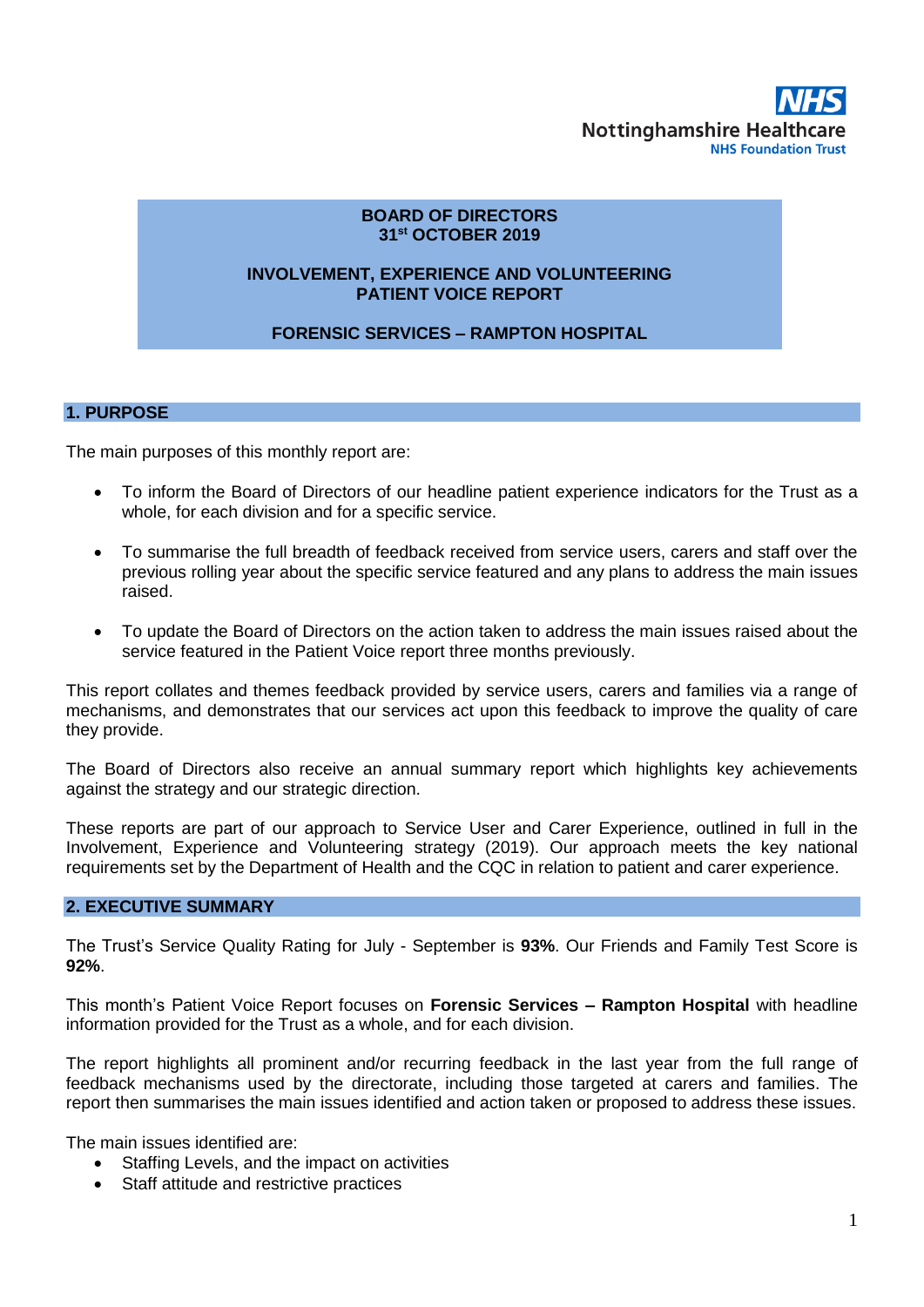NHS
Nottinghamshire Healthcare
NHS Foundation Trust

**BOARD OF DIRECTORS**
**31st OCTOBER 2019**

**INVOLVEMENT, EXPERIENCE AND VOLUNTEERING**
**PATIENT VOICE REPORT**

**FORENSIC SERVICES – RAMPTON HOSPITAL**

## 1. PURPOSE

The main purposes of this monthly report are:

- To inform the Board of Directors of our headline patient experience indicators for the Trust as a whole, for each division and for a specific service.
- To summarise the full breadth of feedback received from service users, carers and staff over the previous rolling year about the specific service featured and any plans to address the main issues raised.
- To update the Board of Directors on the action taken to address the main issues raised about the service featured in the Patient Voice report three months previously.

This report collates and themes feedback provided by service users, carers and families via a range of mechanisms, and demonstrates that our services act upon this feedback to improve the quality of care they provide.

The Board of Directors also receive an annual summary report which highlights key achievements against the strategy and our strategic direction.

These reports are part of our approach to Service User and Carer Experience, outlined in full in the Involvement, Experience and Volunteering strategy (2019). Our approach meets the key national requirements set by the Department of Health and the CQC in relation to patient and carer experience.

## 2. EXECUTIVE SUMMARY

The Trust's Service Quality Rating for July - September is **93%**. Our Friends and Family Test Score is **92%**.

This month's Patient Voice Report focuses on **Forensic Services – Rampton Hospital** with headline information provided for the Trust as a whole, and for each division.

The report highlights all prominent and/or recurring feedback in the last year from the full range of feedback mechanisms used by the directorate, including those targeted at carers and families. The report then summarises the main issues identified and action taken or proposed to address these issues.

The main issues identified are:

- Staffing Levels, and the impact on activities
- Staff attitude and restrictive practices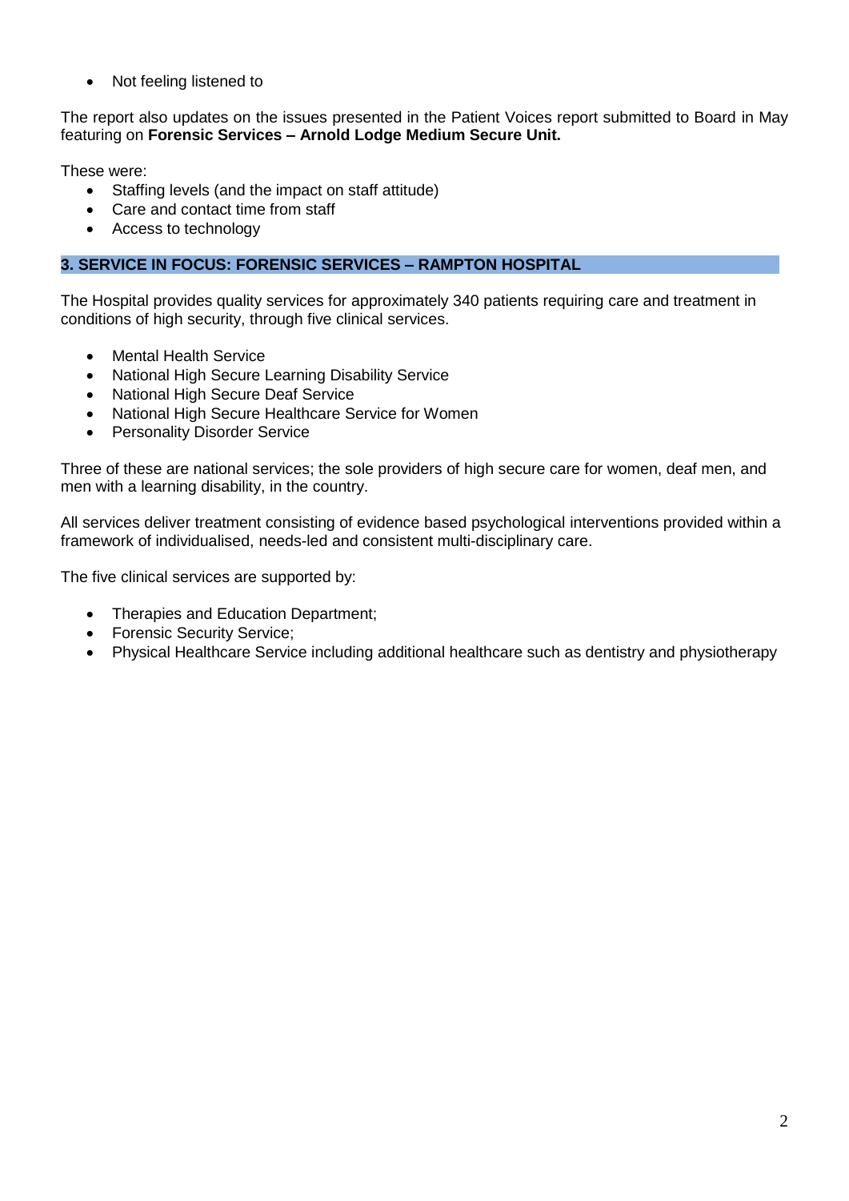- Not feeling listened to

The report also updates on the issues presented in the Patient Voices report submitted to Board in May featuring on **Forensic Services – Arnold Lodge Medium Secure Unit.**

These were:

- Staffing levels (and the impact on staff attitude)
- Care and contact time from staff
- Access to technology

## 3. SERVICE IN FOCUS: FORENSIC SERVICES – RAMPTON HOSPITAL

The Hospital provides quality services for approximately 340 patients requiring care and treatment in conditions of high security, through five clinical services.

- Mental Health Service
- National High Secure Learning Disability Service
- National High Secure Deaf Service
- National High Secure Healthcare Service for Women
- Personality Disorder Service

Three of these are national services; the sole providers of high secure care for women, deaf men, and men with a learning disability, in the country.

All services deliver treatment consisting of evidence based psychological interventions provided within a framework of individualised, needs-led and consistent multi-disciplinary care.

The five clinical services are supported by:

- Therapies and Education Department;
- Forensic Security Service;
- Physical Healthcare Service including additional healthcare such as dentistry and physiotherapy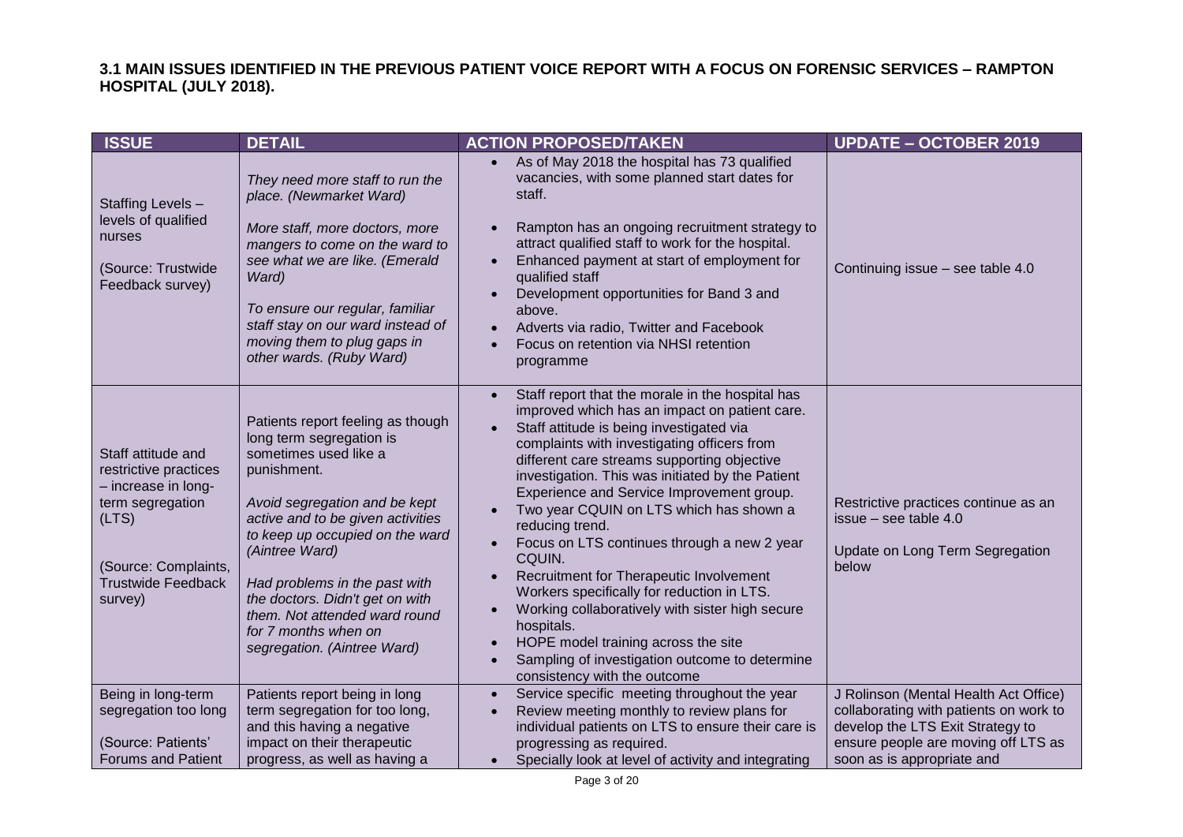**3.1 MAIN ISSUES IDENTIFIED IN THE PREVIOUS PATIENT VOICE REPORT WITH A FOCUS ON FORENSIC SERVICES – RAMPTON HOSPITAL (JULY 2018).**

| ISSUE | DETAIL | ACTION PROPOSED/TAKEN | UPDATE – OCTOBER 2019 |
|---|---|---|---|
| Staffing Levels – levels of qualified nurses<br><br>(Source: Trustwide Feedback survey) | *They need more staff to run the place. (Newmarket Ward)*<br><br>*More staff, more doctors, more mangers to come on the ward to see what we are like. (Emerald Ward)*<br><br>*To ensure our regular, familiar staff stay on our ward instead of moving them to plug gaps in other wards. (Ruby Ward)* | • As of May 2018 the hospital has 73 qualified vacancies, with some planned start dates for staff.<br>• Rampton has an ongoing recruitment strategy to attract qualified staff to work for the hospital.<br>• Enhanced payment at start of employment for qualified staff<br>• Development opportunities for Band 3 and above.<br>• Adverts via radio, Twitter and Facebook<br>• Focus on retention via NHSI retention programme | Continuing issue – see table 4.0 |
| Staff attitude and restrictive practices – increase in long-term segregation (LTS)<br><br>(Source: Complaints, Trustwide Feedback survey) | Patients report feeling as though long term segregation is sometimes used like a punishment.<br><br>*Avoid segregation and be kept active and to be given activities to keep up occupied on the ward (Aintree Ward)*<br><br>*Had problems in the past with the doctors. Didn't get on with them. Not attended ward round for 7 months when on segregation. (Aintree Ward)* | • Staff report that the morale in the hospital has improved which has an impact on patient care.<br>• Staff attitude is being investigated via complaints with investigating officers from different care streams supporting objective investigation. This was initiated by the Patient Experience and Service Improvement group.<br>• Two year CQUIN on LTS which has shown a reducing trend.<br>• Focus on LTS continues through a new 2 year CQUIN.<br>• Recruitment for Therapeutic Involvement Workers specifically for reduction in LTS.<br>• Working collaboratively with sister high secure hospitals.<br>• HOPE model training across the site<br>• Sampling of investigation outcome to determine consistency with the outcome | Restrictive practices continue as an issue – see table 4.0<br><br>Update on Long Term Segregation below |
| Being in long-term segregation too long<br><br>(Source: Patients' Forums and Patient | Patients report being in long term segregation for too long, and this having a negative impact on their therapeutic progress, as well as having a | • Service specific meeting throughout the year<br>• Review meeting monthly to review plans for individual patients on LTS to ensure their care is progressing as required.<br>• Specially look at level of activity and integrating | J Rolinson (Mental Health Act Office) collaborating with patients on work to develop the LTS Exit Strategy to ensure people are moving off LTS as soon as is appropriate and |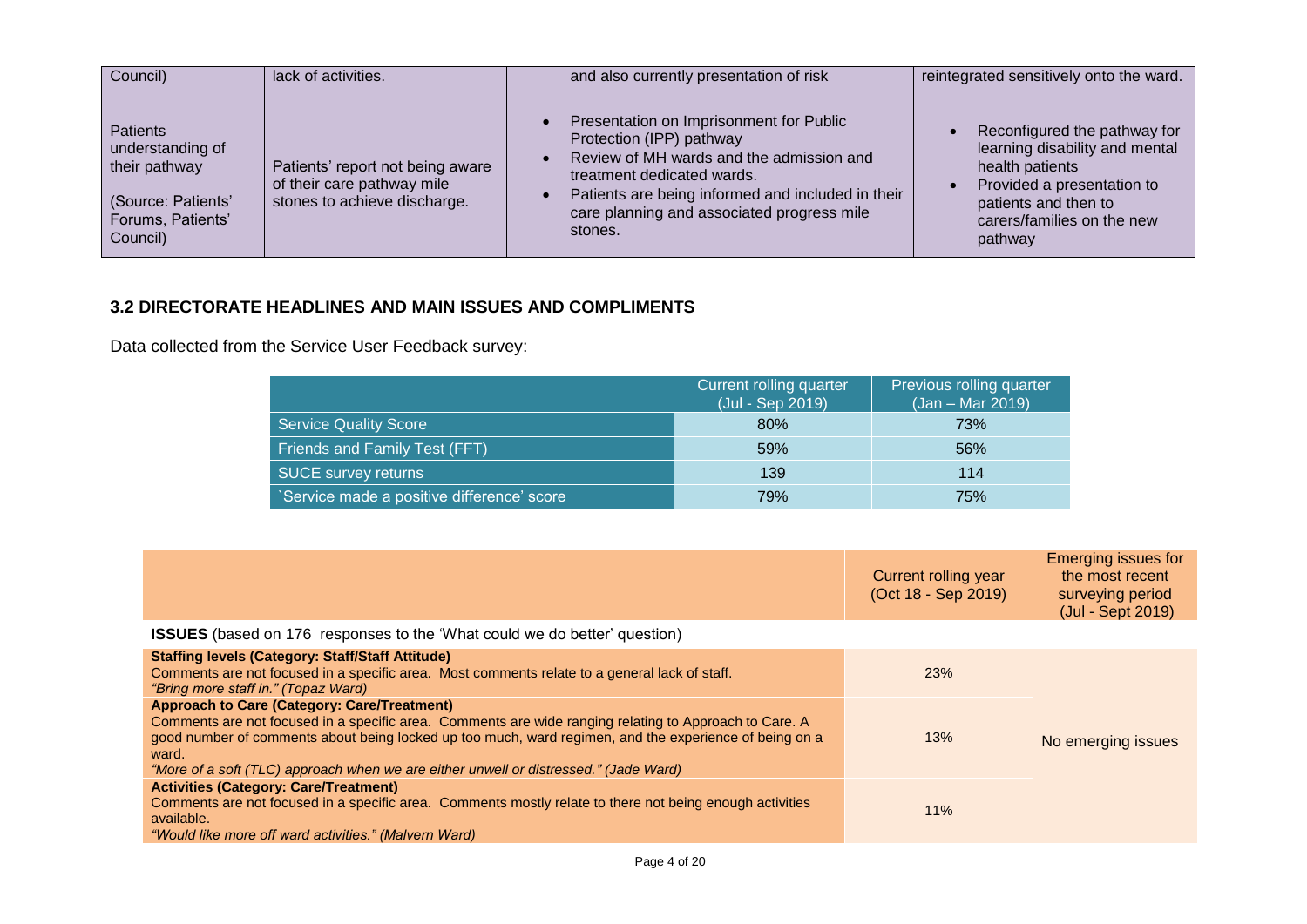| Council) | lack of activities. | and also currently presentation of risk | reintegrated sensitively onto the ward. |
|---|---|---|---|
| Patients understanding of their pathway<br><br>(Source: Patients' Forums, Patients' Council) | Patients' report not being aware of their care pathway mile stones to achieve discharge. | • Presentation on Imprisonment for Public Protection (IPP) pathway<br>• Review of MH wards and the admission and treatment dedicated wards.<br>• Patients are being informed and included in their care planning and associated progress mile stones. | • Reconfigured the pathway for learning disability and mental health patients<br>• Provided a presentation to patients and then to carers/families on the new pathway |

## 3.2 DIRECTORATE HEADLINES AND MAIN ISSUES AND COMPLIMENTS

Data collected from the Service User Feedback survey:

| | Current rolling quarter (Jul - Sep 2019) | Previous rolling quarter (Jan – Mar 2019) |
|---|---|---|
| Service Quality Score | 80% | 73% |
| Friends and Family Test (FFT) | 59% | 56% |
| SUCE survey returns | 139 | 114 |
| `Service made a positive difference' score | 79% | 75% |

| | Current rolling year (Oct 18 - Sep 2019) | Emerging issues for the most recent surveying period (Jul - Sept 2019) |
|---|---|---|
| **ISSUES** (based on 176 responses to the 'What could we do better' question) | | |
| **Staffing levels (Category: Staff/Staff Attitude)**<br>Comments are not focused in a specific area. Most comments relate to a general lack of staff.<br>*"Bring more staff in." (Topaz Ward)* | 23% | No emerging issues |
| **Approach to Care (Category: Care/Treatment)**<br>Comments are not focused in a specific area. Comments are wide ranging relating to Approach to Care. A good number of comments about being locked up too much, ward regimen, and the experience of being on a ward.<br>*"More of a soft (TLC) approach when we are either unwell or distressed." (Jade Ward)* | 13% | |
| **Activities (Category: Care/Treatment)**<br>Comments are not focused in a specific area. Comments mostly relate to there not being enough activities available.<br>*"Would like more off ward activities." (Malvern Ward)* | 11% | |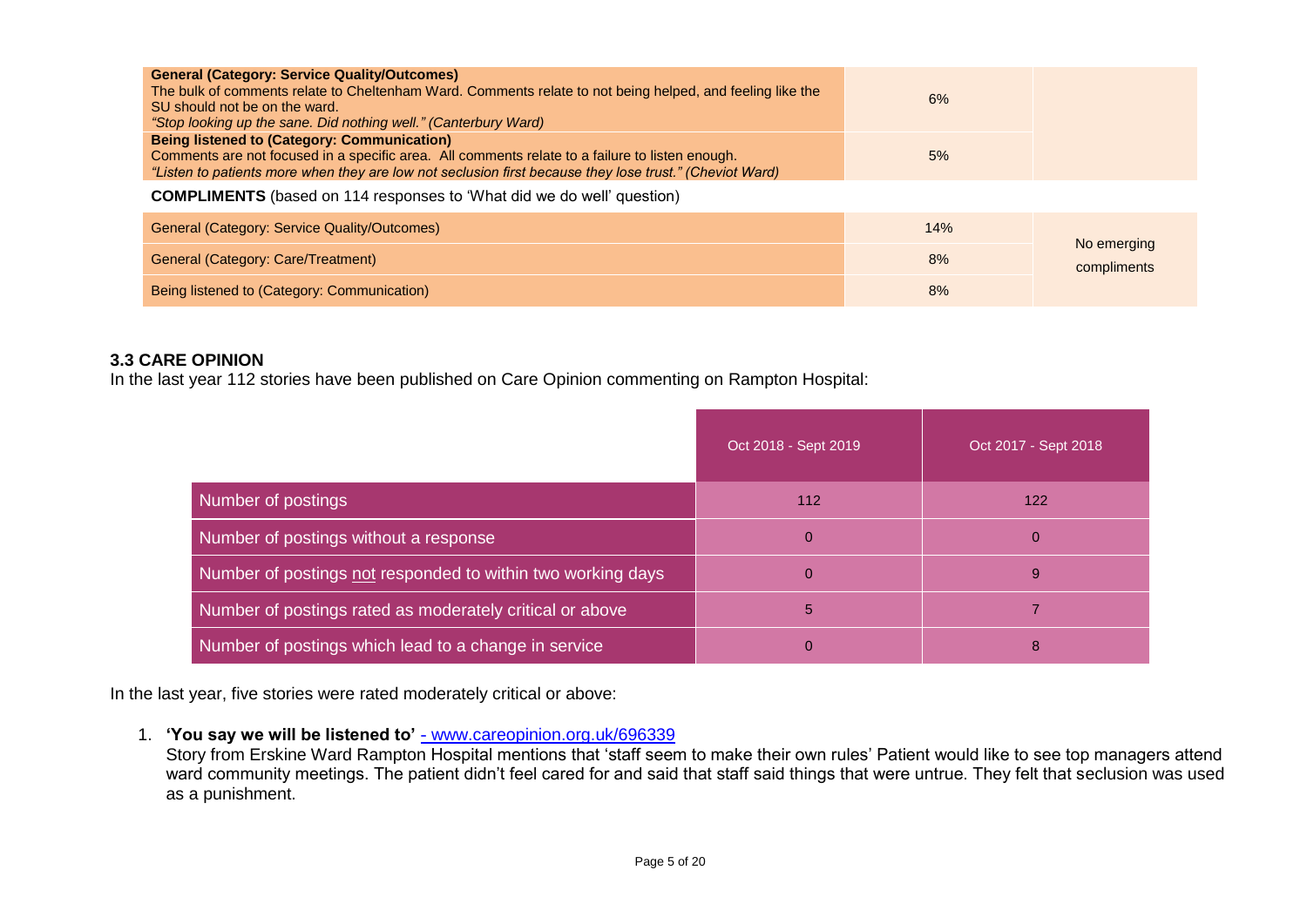| | | |
|---|---|---|
| **General (Category: Service Quality/Outcomes)**<br>The bulk of comments relate to Cheltenham Ward. Comments relate to not being helped, and feeling like the SU should not be on the ward.<br>*"Stop looking up the sane. Did nothing well." (Canterbury Ward)* | 6% | |
| **Being listened to (Category: Communication)**<br>Comments are not focused in a specific area. All comments relate to a failure to listen enough.<br>*"Listen to patients more when they are low not seclusion first because they lose trust." (Cheviot Ward)* | 5% | |

**COMPLIMENTS** (based on 114 responses to 'What did we do well' question)

| | | |
|---|---|---|
| General (Category: Service Quality/Outcomes) | 14% | No emerging compliments |
| General (Category: Care/Treatment) | 8% | |
| Being listened to (Category: Communication) | 8% | |

### 3.3 CARE OPINION

In the last year 112 stories have been published on Care Opinion commenting on Rampton Hospital:

| | Oct 2018 - Sept 2019 | Oct 2017 - Sept 2018 |
|---|---|---|
| Number of postings | 112 | 122 |
| Number of postings without a response | 0 | 0 |
| Number of postings not responded to within two working days | 0 | 9 |
| Number of postings rated as moderately critical or above | 5 | 7 |
| Number of postings which lead to a change in service | 0 | 8 |

In the last year, five stories were rated moderately critical or above:

1. **'You say we will be listened to'** - www.careopinion.org.uk/696339
   Story from Erskine Ward Rampton Hospital mentions that 'staff seem to make their own rules' Patient would like to see top managers attend ward community meetings. The patient didn't feel cared for and said that staff said things that were untrue. They felt that seclusion was used as a punishment.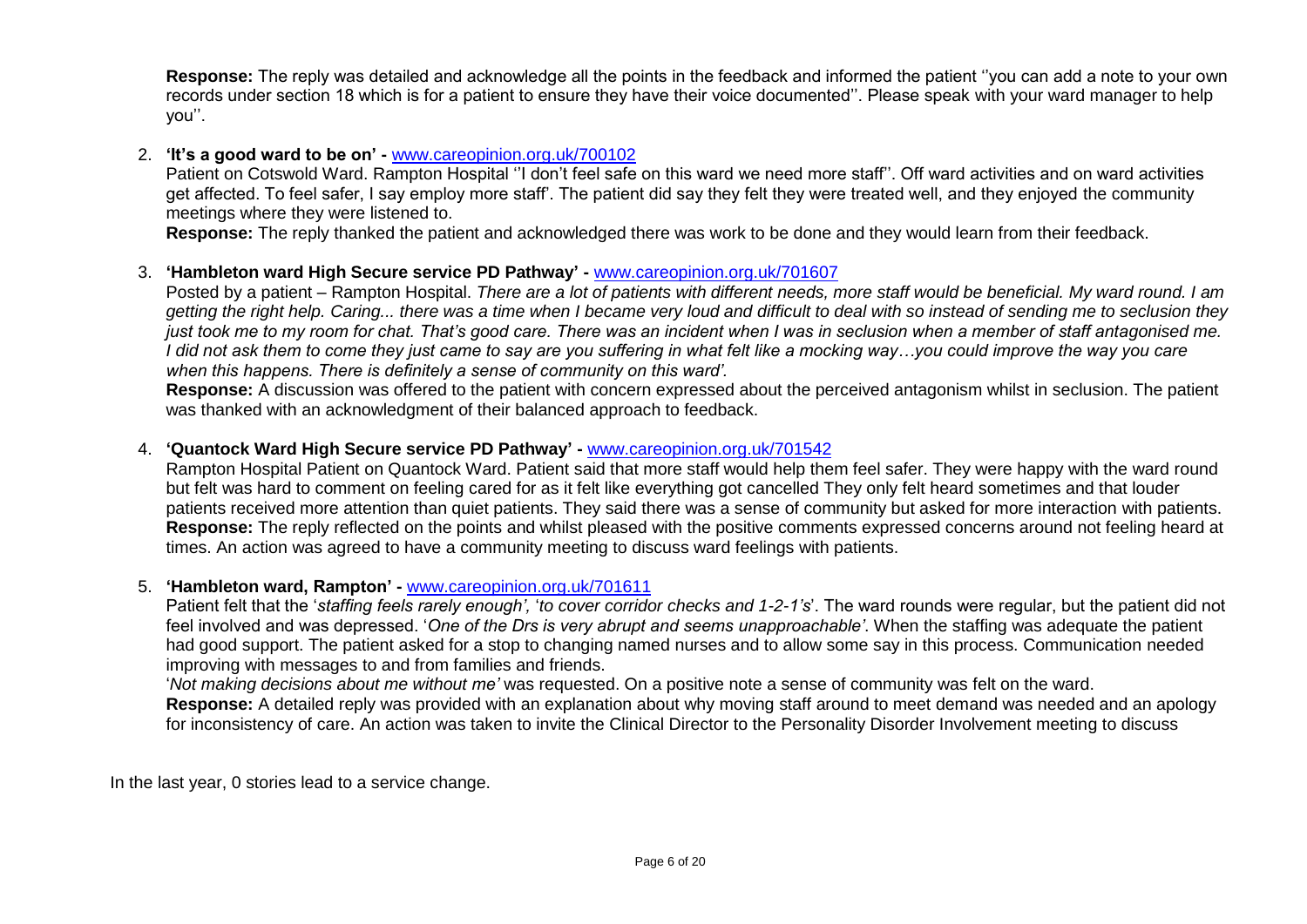**Response:** The reply was detailed and acknowledge all the points in the feedback and informed the patient ''you can add a note to your own records under section 18 which is for a patient to ensure they have their voice documented''. Please speak with your ward manager to help you''.

2. **'It's a good ward to be on' -** [www.careopinion.org.uk/700102](www.careopinion.org.uk/700102)
   Patient on Cotswold Ward. Rampton Hospital ''I don't feel safe on this ward we need more staff''. Off ward activities and on ward activities get affected. To feel safer, I say employ more staff'. The patient did say they felt they were treated well, and they enjoyed the community meetings where they were listened to.
   **Response:** The reply thanked the patient and acknowledged there was work to be done and they would learn from their feedback.

3. **'Hambleton ward High Secure service PD Pathway' -** [www.careopinion.org.uk/701607](www.careopinion.org.uk/701607)
   Posted by a patient – Rampton Hospital. *There are a lot of patients with different needs, more staff would be beneficial. My ward round. I am getting the right help. Caring... there was a time when I became very loud and difficult to deal with so instead of sending me to seclusion they just took me to my room for chat. That's good care. There was an incident when I was in seclusion when a member of staff antagonised me. I did not ask them to come they just came to say are you suffering in what felt like a mocking way…you could improve the way you care when this happens. There is definitely a sense of community on this ward'.*
   **Response:** A discussion was offered to the patient with concern expressed about the perceived antagonism whilst in seclusion. The patient was thanked with an acknowledgment of their balanced approach to feedback.

4. **'Quantock Ward High Secure service PD Pathway' -** [www.careopinion.org.uk/701542](www.careopinion.org.uk/701542)
   Rampton Hospital Patient on Quantock Ward. Patient said that more staff would help them feel safer. They were happy with the ward round but felt was hard to comment on feeling cared for as it felt like everything got cancelled They only felt heard sometimes and that louder patients received more attention than quiet patients. They said there was a sense of community but asked for more interaction with patients.
   **Response:** The reply reflected on the points and whilst pleased with the positive comments expressed concerns around not feeling heard at times. An action was agreed to have a community meeting to discuss ward feelings with patients.

5. **'Hambleton ward, Rampton' -** [www.careopinion.org.uk/701611](www.careopinion.org.uk/701611)
   Patient felt that the '*staffing feels rarely enough', 'to cover corridor checks and 1-2-1's*'. The ward rounds were regular, but the patient did not feel involved and was depressed. '*One of the Drs is very abrupt and seems unapproachable'*. When the staffing was adequate the patient had good support. The patient asked for a stop to changing named nurses and to allow some say in this process. Communication needed improving with messages to and from families and friends.
   '*Not making decisions about me without me'* was requested. On a positive note a sense of community was felt on the ward.
   **Response:** A detailed reply was provided with an explanation about why moving staff around to meet demand was needed and an apology for inconsistency of care. An action was taken to invite the Clinical Director to the Personality Disorder Involvement meeting to discuss

In the last year, 0 stories lead to a service change.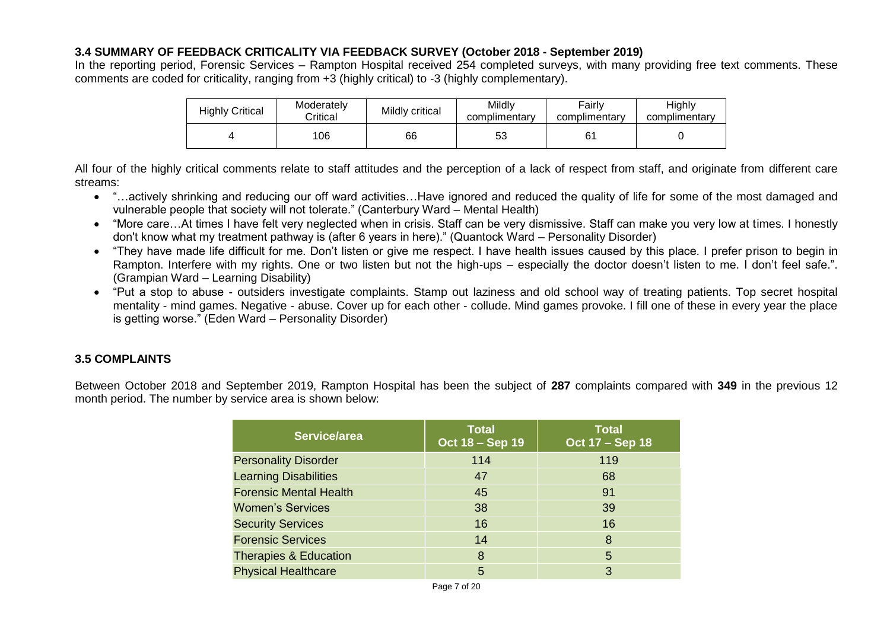### 3.4 SUMMARY OF FEEDBACK CRITICALITY VIA FEEDBACK SURVEY (October 2018 - September 2019)

In the reporting period, Forensic Services – Rampton Hospital received 254 completed surveys, with many providing free text comments. These comments are coded for criticality, ranging from +3 (highly critical) to -3 (highly complementary).

| Highly Critical | Moderately Critical | Mildly critical | Mildly complimentary | Fairly complimentary | Highly complimentary |
|---|---|---|---|---|---|
| 4 | 106 | 66 | 53 | 61 | 0 |

All four of the highly critical comments relate to staff attitudes and the perception of a lack of respect from staff, and originate from different care streams:

- "…actively shrinking and reducing our off ward activities…Have ignored and reduced the quality of life for some of the most damaged and vulnerable people that society will not tolerate." (Canterbury Ward – Mental Health)
- "More care…At times I have felt very neglected when in crisis. Staff can be very dismissive. Staff can make you very low at times. I honestly don't know what my treatment pathway is (after 6 years in here)." (Quantock Ward – Personality Disorder)
- "They have made life difficult for me. Don't listen or give me respect. I have health issues caused by this place. I prefer prison to begin in Rampton. Interfere with my rights. One or two listen but not the high-ups – especially the doctor doesn't listen to me. I don't feel safe.". (Grampian Ward – Learning Disability)
- "Put a stop to abuse - outsiders investigate complaints. Stamp out laziness and old school way of treating patients. Top secret hospital mentality - mind games. Negative - abuse. Cover up for each other - collude. Mind games provoke. I fill one of these in every year the place is getting worse." (Eden Ward – Personality Disorder)

### 3.5 COMPLAINTS

Between October 2018 and September 2019, Rampton Hospital has been the subject of **287** complaints compared with **349** in the previous 12 month period. The number by service area is shown below:

| Service/area | Total Oct 18 – Sep 19 | Total Oct 17 – Sep 18 |
|---|---|---|
| Personality Disorder | 114 | 119 |
| Learning Disabilities | 47 | 68 |
| Forensic Mental Health | 45 | 91 |
| Women's Services | 38 | 39 |
| Security Services | 16 | 16 |
| Forensic Services | 14 | 8 |
| Therapies & Education | 8 | 5 |
| Physical Healthcare | 5 | 3 |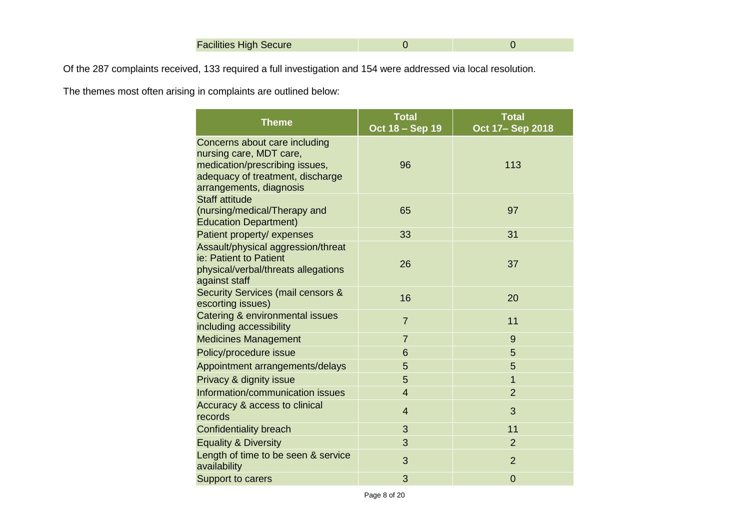| Facilities High Secure | 0 | 0 |
|---|---|---|

Of the 287 complaints received, 133 required a full investigation and 154 were addressed via local resolution.

The themes most often arising in complaints are outlined below:

| Theme | Total Oct 18 – Sep 19 | Total Oct 17– Sep 2018 |
|---|---|---|
| Concerns about care including nursing care, MDT care, medication/prescribing issues, adequacy of treatment, discharge arrangements, diagnosis | 96 | 113 |
| Staff attitude (nursing/medical/Therapy and Education Department) | 65 | 97 |
| Patient property/ expenses | 33 | 31 |
| Assault/physical aggression/threat ie: Patient to Patient physical/verbal/threats allegations against staff | 26 | 37 |
| Security Services (mail censors & escorting issues) | 16 | 20 |
| Catering & environmental issues including accessibility | 7 | 11 |
| Medicines Management | 7 | 9 |
| Policy/procedure issue | 6 | 5 |
| Appointment arrangements/delays | 5 | 5 |
| Privacy & dignity issue | 5 | 1 |
| Information/communication issues | 4 | 2 |
| Accuracy & access to clinical records | 4 | 3 |
| Confidentiality breach | 3 | 11 |
| Equality & Diversity | 3 | 2 |
| Length of time to be seen & service availability | 3 | 2 |
| Support to carers | 3 | 0 |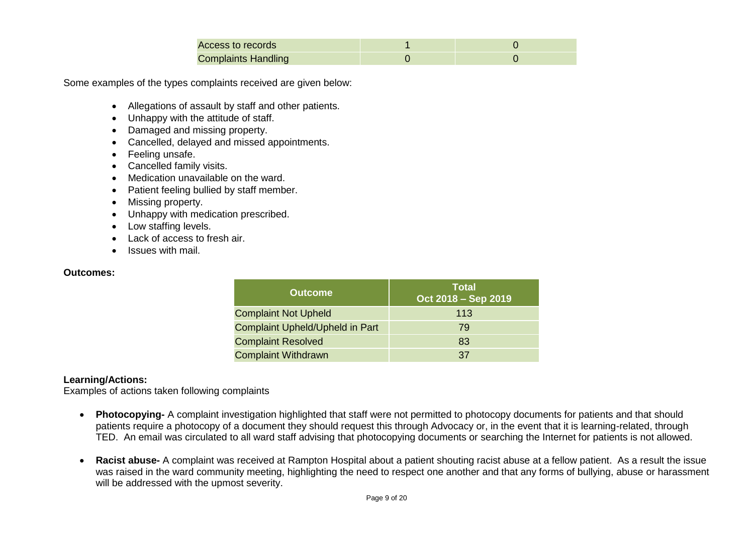| | | |
|---|---|---|
| Access to records | 1 | 0 |
| Complaints Handling | 0 | 0 |

Some examples of the types complaints received are given below:

- Allegations of assault by staff and other patients.
- Unhappy with the attitude of staff.
- Damaged and missing property.
- Cancelled, delayed and missed appointments.
- Feeling unsafe.
- Cancelled family visits.
- Medication unavailable on the ward.
- Patient feeling bullied by staff member.
- Missing property.
- Unhappy with medication prescribed.
- Low staffing levels.
- Lack of access to fresh air.
- Issues with mail.

**Outcomes:**

| Outcome | Total Oct 2018 – Sep 2019 |
|---|---|
| Complaint Not Upheld | 113 |
| Complaint Upheld/Upheld in Part | 79 |
| Complaint Resolved | 83 |
| Complaint Withdrawn | 37 |

**Learning/Actions:**
Examples of actions taken following complaints

- **Photocopying-** A complaint investigation highlighted that staff were not permitted to photocopy documents for patients and that should patients require a photocopy of a document they should request this through Advocacy or, in the event that it is learning-related, through TED. An email was circulated to all ward staff advising that photocopying documents or searching the Internet for patients is not allowed.

- **Racist abuse-** A complaint was received at Rampton Hospital about a patient shouting racist abuse at a fellow patient. As a result the issue was raised in the ward community meeting, highlighting the need to respect one another and that any forms of bullying, abuse or harassment will be addressed with the upmost severity.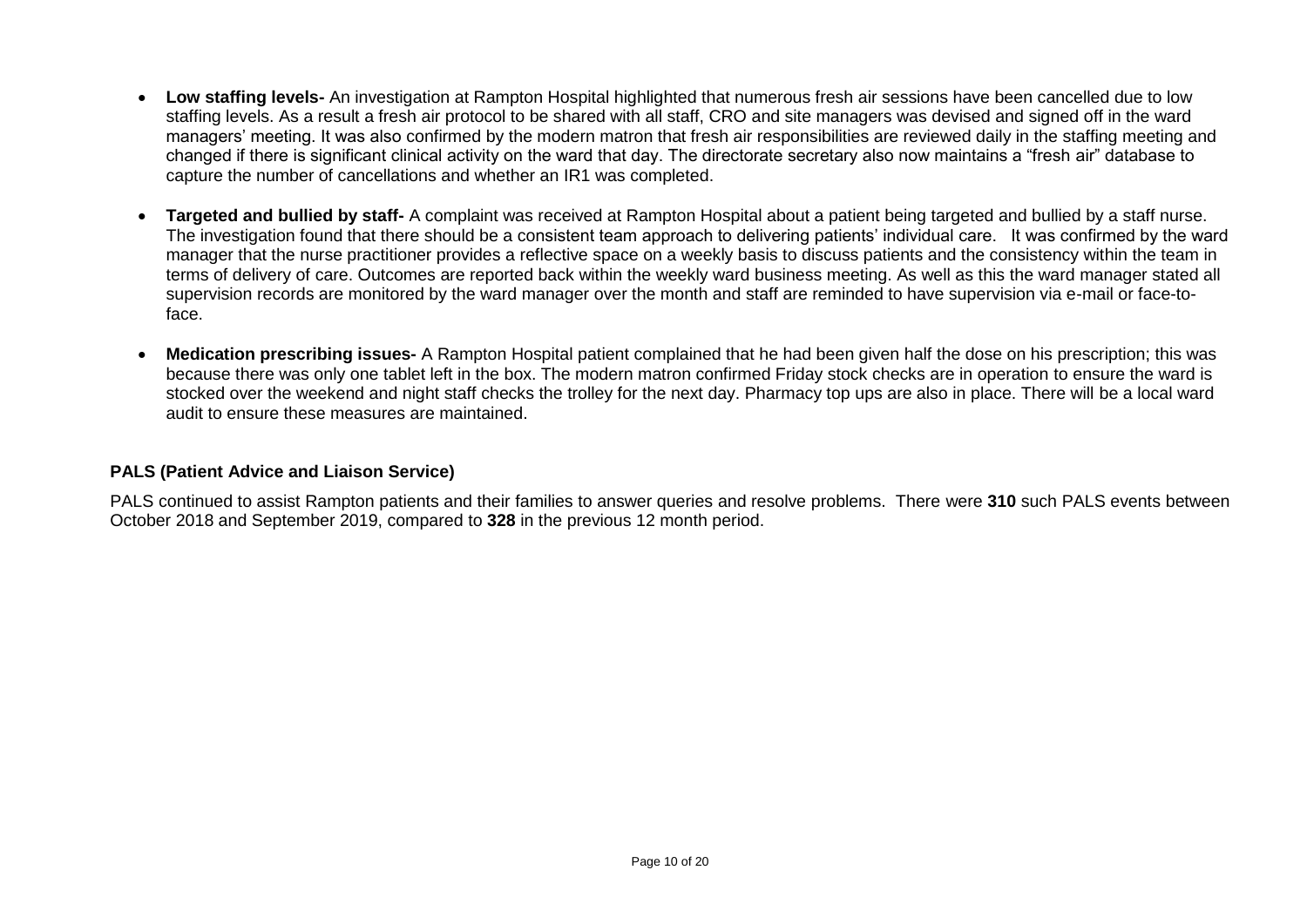- **Low staffing levels-** An investigation at Rampton Hospital highlighted that numerous fresh air sessions have been cancelled due to low staffing levels. As a result a fresh air protocol to be shared with all staff, CRO and site managers was devised and signed off in the ward managers' meeting. It was also confirmed by the modern matron that fresh air responsibilities are reviewed daily in the staffing meeting and changed if there is significant clinical activity on the ward that day. The directorate secretary also now maintains a "fresh air" database to capture the number of cancellations and whether an IR1 was completed.

- **Targeted and bullied by staff-** A complaint was received at Rampton Hospital about a patient being targeted and bullied by a staff nurse. The investigation found that there should be a consistent team approach to delivering patients' individual care. It was confirmed by the ward manager that the nurse practitioner provides a reflective space on a weekly basis to discuss patients and the consistency within the team in terms of delivery of care. Outcomes are reported back within the weekly ward business meeting. As well as this the ward manager stated all supervision records are monitored by the ward manager over the month and staff are reminded to have supervision via e-mail or face-to-face.

- **Medication prescribing issues-** A Rampton Hospital patient complained that he had been given half the dose on his prescription; this was because there was only one tablet left in the box. The modern matron confirmed Friday stock checks are in operation to ensure the ward is stocked over the weekend and night staff checks the trolley for the next day. Pharmacy top ups are also in place. There will be a local ward audit to ensure these measures are maintained.

## PALS (Patient Advice and Liaison Service)

PALS continued to assist Rampton patients and their families to answer queries and resolve problems. There were **310** such PALS events between October 2018 and September 2019, compared to **328** in the previous 12 month period.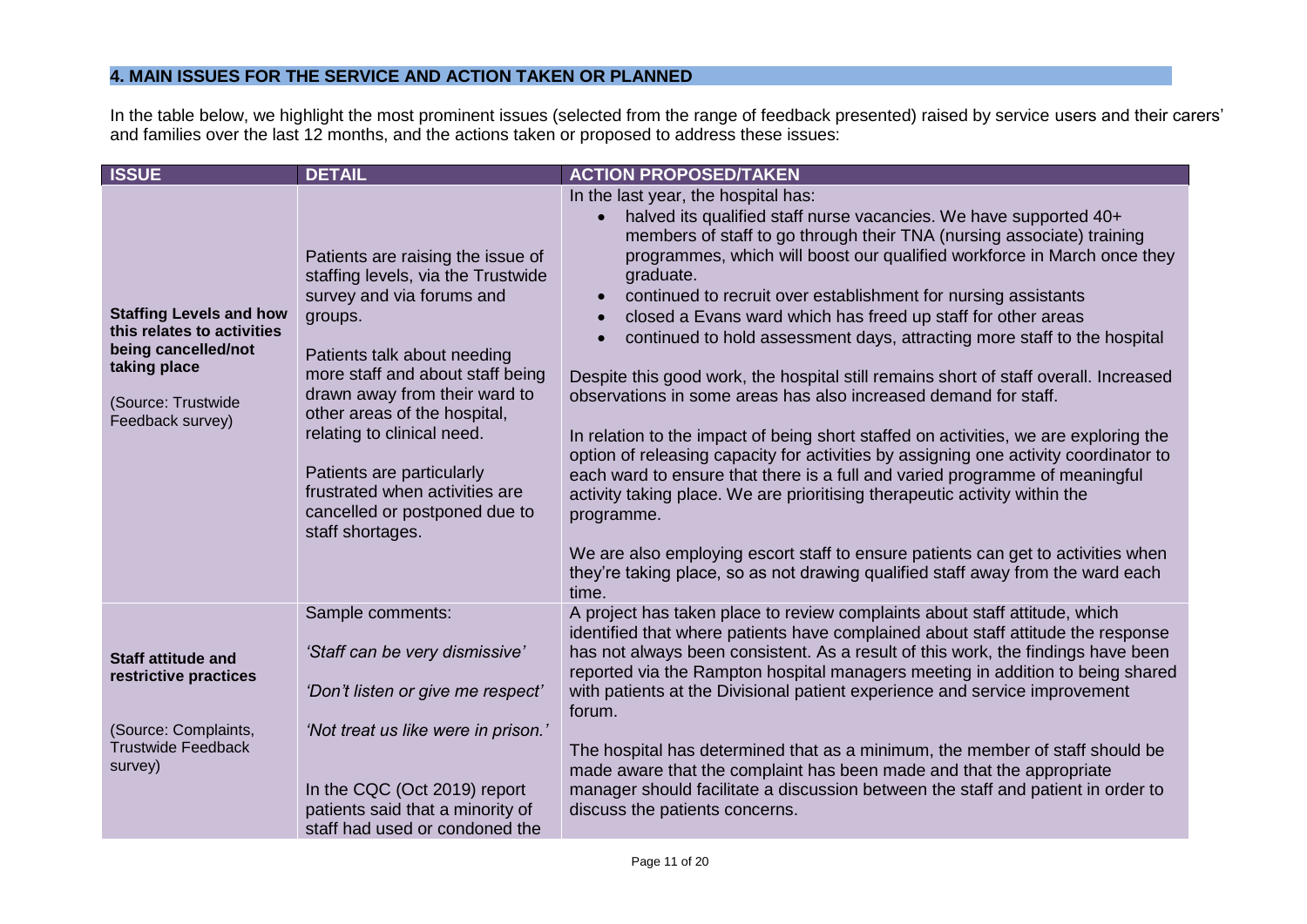## 4. MAIN ISSUES FOR THE SERVICE AND ACTION TAKEN OR PLANNED

In the table below, we highlight the most prominent issues (selected from the range of feedback presented) raised by service users and their carers' and families over the last 12 months, and the actions taken or proposed to address these issues:

| ISSUE | DETAIL | ACTION PROPOSED/TAKEN |
|---|---|---|
| **Staffing Levels and how this relates to activities being cancelled/not taking place**<br><br>(Source: Trustwide Feedback survey) | Patients are raising the issue of staffing levels, via the Trustwide survey and via forums and groups.<br><br>Patients talk about needing more staff and about staff being drawn away from their ward to other areas of the hospital, relating to clinical need.<br><br>Patients are particularly frustrated when activities are cancelled or postponed due to staff shortages. | In the last year, the hospital has:<br>• halved its qualified staff nurse vacancies. We have supported 40+ members of staff to go through their TNA (nursing associate) training programmes, which will boost our qualified workforce in March once they graduate.<br>• continued to recruit over establishment for nursing assistants<br>• closed a Evans ward which has freed up staff for other areas<br>• continued to hold assessment days, attracting more staff to the hospital<br><br>Despite this good work, the hospital still remains short of staff overall. Increased observations in some areas has also increased demand for staff.<br><br>In relation to the impact of being short staffed on activities, we are exploring the option of releasing capacity for activities by assigning one activity coordinator to each ward to ensure that there is a full and varied programme of meaningful activity taking place. We are prioritising therapeutic activity within the programme.<br><br>We are also employing escort staff to ensure patients can get to activities when they're taking place, so as not drawing qualified staff away from the ward each time. |
| **Staff attitude and restrictive practices**<br><br>(Source: Complaints, Trustwide Feedback survey) | Sample comments:<br><br>*'Staff can be very dismissive'*<br><br>*'Don't listen or give me respect'*<br><br>*'Not treat us like were in prison.'*<br><br>In the CQC (Oct 2019) report patients said that a minority of staff had used or condoned the | A project has taken place to review complaints about staff attitude, which identified that where patients have complained about staff attitude the response has not always been consistent. As a result of this work, the findings have been reported via the Rampton hospital managers meeting in addition to being shared with patients at the Divisional patient experience and service improvement forum.<br><br>The hospital has determined that as a minimum, the member of staff should be made aware that the complaint has been made and that the appropriate manager should facilitate a discussion between the staff and patient in order to discuss the patients concerns. |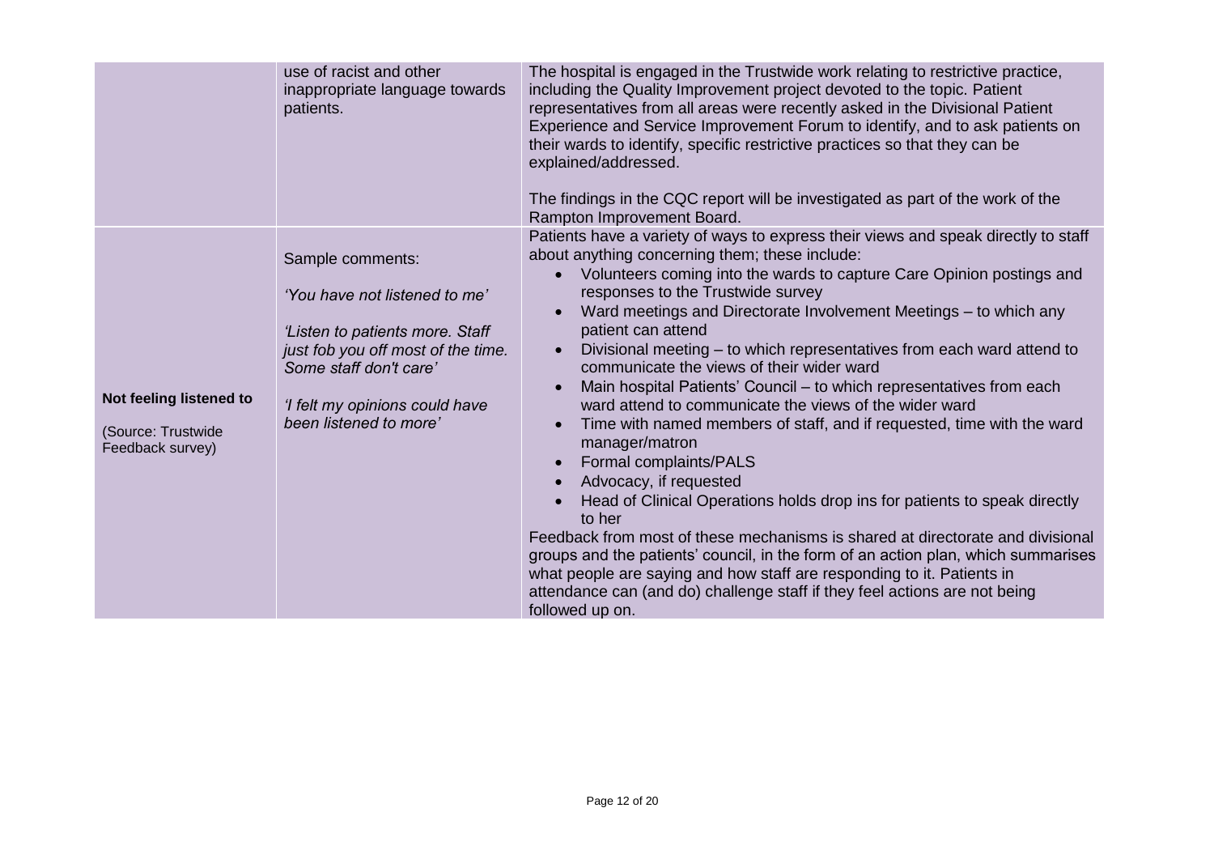| | | |
|---|---|---|
| | use of racist and other inappropriate language towards patients. | The hospital is engaged in the Trustwide work relating to restrictive practice, including the Quality Improvement project devoted to the topic. Patient representatives from all areas were recently asked in the Divisional Patient Experience and Service Improvement Forum to identify, and to ask patients on their wards to identify, specific restrictive practices so that they can be explained/addressed.<br><br>The findings in the CQC report will be investigated as part of the work of the Rampton Improvement Board. |
| **Not feeling listened to**<br><br>(Source: Trustwide Feedback survey) | Sample comments:<br><br>*'You have not listened to me'*<br><br>*'Listen to patients more. Staff just fob you off most of the time. Some staff don't care'*<br><br>*'I felt my opinions could have been listened to more'* | Patients have a variety of ways to express their views and speak directly to staff about anything concerning them; these include:<br>• Volunteers coming into the wards to capture Care Opinion postings and responses to the Trustwide survey<br>• Ward meetings and Directorate Involvement Meetings – to which any patient can attend<br>• Divisional meeting – to which representatives from each ward attend to communicate the views of their wider ward<br>• Main hospital Patients' Council – to which representatives from each ward attend to communicate the views of the wider ward<br>• Time with named members of staff, and if requested, time with the ward manager/matron<br>• Formal complaints/PALS<br>• Advocacy, if requested<br>• Head of Clinical Operations holds drop ins for patients to speak directly to her<br><br>Feedback from most of these mechanisms is shared at directorate and divisional groups and the patients' council, in the form of an action plan, which summarises what people are saying and how staff are responding to it. Patients in attendance can (and do) challenge staff if they feel actions are not being followed up on. |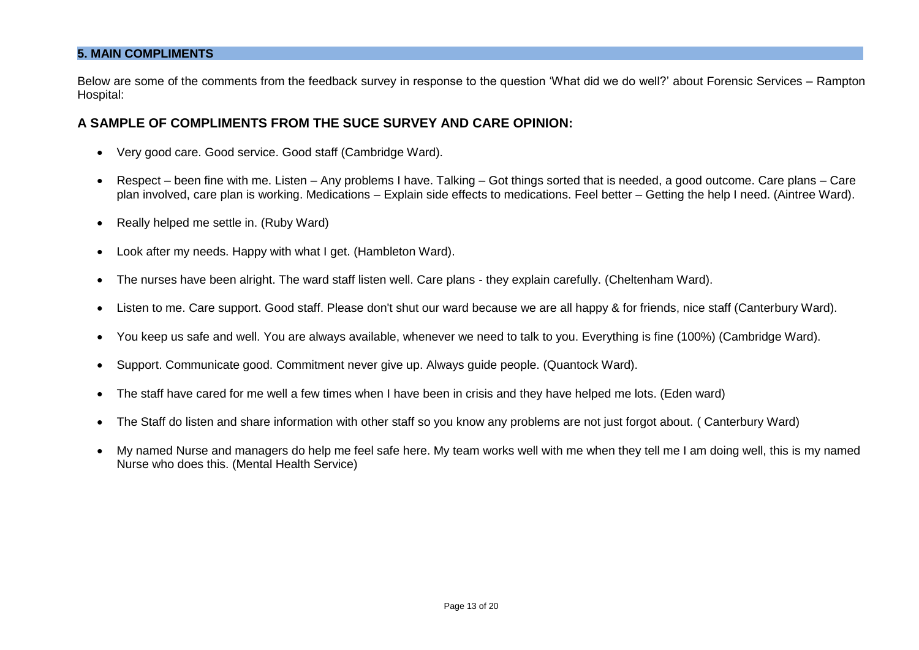## 5. MAIN COMPLIMENTS

Below are some of the comments from the feedback survey in response to the question 'What did we do well?' about Forensic Services – Rampton Hospital:

### A SAMPLE OF COMPLIMENTS FROM THE SUCE SURVEY AND CARE OPINION:

- Very good care. Good service. Good staff (Cambridge Ward).
- Respect – been fine with me. Listen – Any problems I have. Talking – Got things sorted that is needed, a good outcome. Care plans – Care plan involved, care plan is working. Medications – Explain side effects to medications. Feel better – Getting the help I need. (Aintree Ward).
- Really helped me settle in. (Ruby Ward)
- Look after my needs. Happy with what I get. (Hambleton Ward).
- The nurses have been alright. The ward staff listen well. Care plans - they explain carefully. (Cheltenham Ward).
- Listen to me. Care support. Good staff. Please don't shut our ward because we are all happy & for friends, nice staff (Canterbury Ward).
- You keep us safe and well. You are always available, whenever we need to talk to you. Everything is fine (100%) (Cambridge Ward).
- Support. Communicate good. Commitment never give up. Always guide people. (Quantock Ward).
- The staff have cared for me well a few times when I have been in crisis and they have helped me lots. (Eden ward)
- The Staff do listen and share information with other staff so you know any problems are not just forgot about. ( Canterbury Ward)
- My named Nurse and managers do help me feel safe here. My team works well with me when they tell me I am doing well, this is my named Nurse who does this. (Mental Health Service)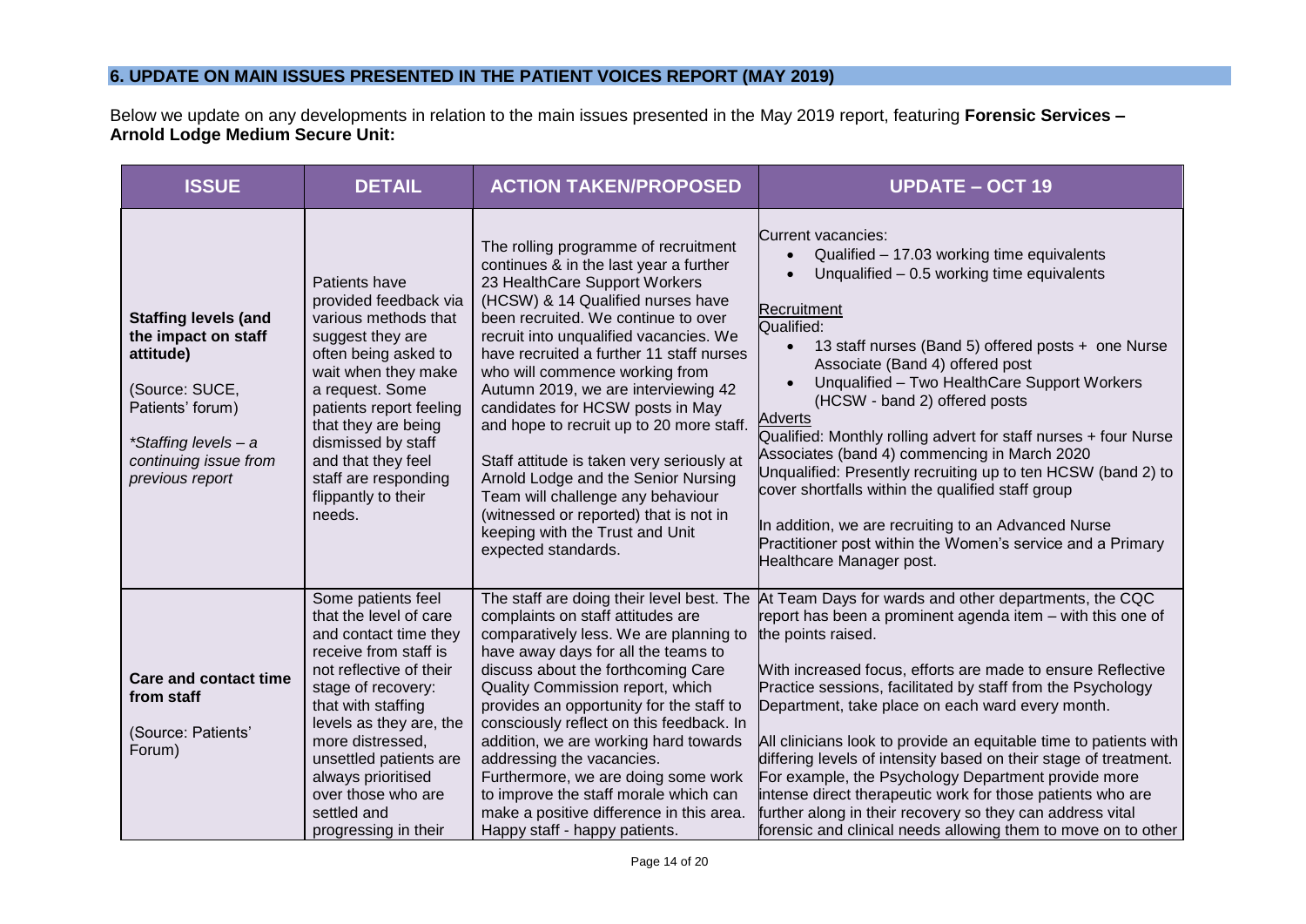## 6. UPDATE ON MAIN ISSUES PRESENTED IN THE PATIENT VOICES REPORT (MAY 2019)

Below we update on any developments in relation to the main issues presented in the May 2019 report, featuring **Forensic Services – Arnold Lodge Medium Secure Unit:**

| ISSUE | DETAIL | ACTION TAKEN/PROPOSED | UPDATE – OCT 19 |
|---|---|---|---|
| **Staffing levels (and the impact on staff attitude)**<br><br>(Source: SUCE, Patients' forum)<br><br>*\*Staffing levels – a continuing issue from previous report* | Patients have provided feedback via various methods that suggest they are often being asked to wait when they make a request. Some patients report feeling that they are being dismissed by staff and that they feel staff are responding flippantly to their needs. | The rolling programme of recruitment continues & in the last year a further 23 HealthCare Support Workers (HCSW) & 14 Qualified nurses have been recruited. We continue to over recruit into unqualified vacancies. We have recruited a further 11 staff nurses who will commence working from Autumn 2019, we are interviewing 42 candidates for HCSW posts in May and hope to recruit up to 20 more staff.<br><br>Staff attitude is taken very seriously at Arnold Lodge and the Senior Nursing Team will challenge any behaviour (witnessed or reported) that is not in keeping with the Trust and Unit expected standards. | Current vacancies:<br>• Qualified – 17.03 working time equivalents<br>• Unqualified – 0.5 working time equivalents<br><br><u>Recruitment</u><br>Qualified:<br>• 13 staff nurses (Band 5) offered posts + one Nurse Associate (Band 4) offered post<br>• Unqualified – Two HealthCare Support Workers (HCSW - band 2) offered posts<br><u>Adverts</u><br>Qualified: Monthly rolling advert for staff nurses + four Nurse Associates (band 4) commencing in March 2020<br>Unqualified: Presently recruiting up to ten HCSW (band 2) to cover shortfalls within the qualified staff group<br><br>In addition, we are recruiting to an Advanced Nurse Practitioner post within the Women's service and a Primary Healthcare Manager post. |
| **Care and contact time from staff**<br><br>(Source: Patients' Forum) | Some patients feel that the level of care and contact time they receive from staff is not reflective of their stage of recovery: that with staffing levels as they are, the more distressed, unsettled patients are always prioritised over those who are settled and progressing in their | The staff are doing their level best. The complaints on staff attitudes are comparatively less. We are planning to have away days for all the teams to discuss about the forthcoming Care Quality Commission report, which provides an opportunity for the staff to consciously reflect on this feedback. In addition, we are working hard towards addressing the vacancies. Furthermore, we are doing some work to improve the staff morale which can make a positive difference in this area. Happy staff - happy patients. | At Team Days for wards and other departments, the CQC report has been a prominent agenda item – with this one of the points raised.<br><br>With increased focus, efforts are made to ensure Reflective Practice sessions, facilitated by staff from the Psychology Department, take place on each ward every month.<br><br>All clinicians look to provide an equitable time to patients with differing levels of intensity based on their stage of treatment. For example, the Psychology Department provide more intense direct therapeutic work for those patients who are further along in their recovery so they can address vital forensic and clinical needs allowing them to move on to other |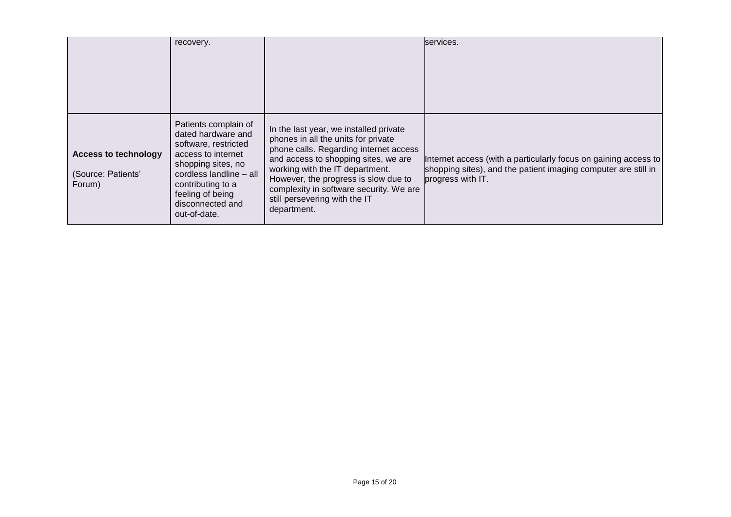| | | | |
|---|---|---|---|
| | recovery. | | services. |
| **Access to technology**<br><br>(Source: Patients' Forum) | Patients complain of dated hardware and software, restricted access to internet shopping sites, no cordless landline – all contributing to a feeling of being disconnected and out-of-date. | In the last year, we installed private phones in all the units for private phone calls. Regarding internet access and access to shopping sites, we are working with the IT department. However, the progress is slow due to complexity in software security. We are still persevering with the IT department. | Internet access (with a particularly focus on gaining access to shopping sites), and the patient imaging computer are still in progress with IT. |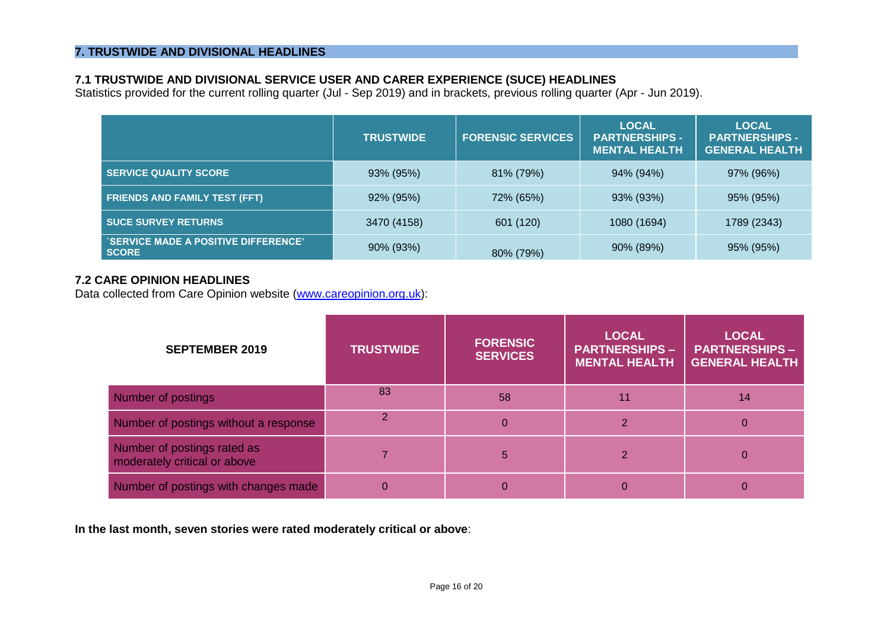## 7. TRUSTWIDE AND DIVISIONAL HEADLINES

### 7.1 TRUSTWIDE AND DIVISIONAL SERVICE USER AND CARER EXPERIENCE (SUCE) HEADLINES

Statistics provided for the current rolling quarter (Jul - Sep 2019) and in brackets, previous rolling quarter (Apr - Jun 2019).

| | TRUSTWIDE | FORENSIC SERVICES | LOCAL PARTNERSHIPS - MENTAL HEALTH | LOCAL PARTNERSHIPS - GENERAL HEALTH |
|---|---|---|---|---|
| SERVICE QUALITY SCORE | 93% (95%) | 81% (79%) | 94% (94%) | 97% (96%) |
| FRIENDS AND FAMILY TEST (FFT) | 92% (95%) | 72% (65%) | 93% (93%) | 95% (95%) |
| SUCE SURVEY RETURNS | 3470 (4158) | 601 (120) | 1080 (1694) | 1789 (2343) |
| `SERVICE MADE A POSITIVE DIFFERENCE' SCORE | 90% (93%) | 80% (79%) | 90% (89%) | 95% (95%) |

### 7.2 CARE OPINION HEADLINES

Data collected from Care Opinion website (www.careopinion.org.uk):

| SEPTEMBER 2019 | TRUSTWIDE | FORENSIC SERVICES | LOCAL PARTNERSHIPS – MENTAL HEALTH | LOCAL PARTNERSHIPS – GENERAL HEALTH |
|---|---|---|---|---|
| Number of postings | 83 | 58 | 11 | 14 |
| Number of postings without a response | 2 | 0 | 2 | 0 |
| Number of postings rated as moderately critical or above | 7 | 5 | 2 | 0 |
| Number of postings with changes made | 0 | 0 | 0 | 0 |

**In the last month, seven stories were rated moderately critical or above**: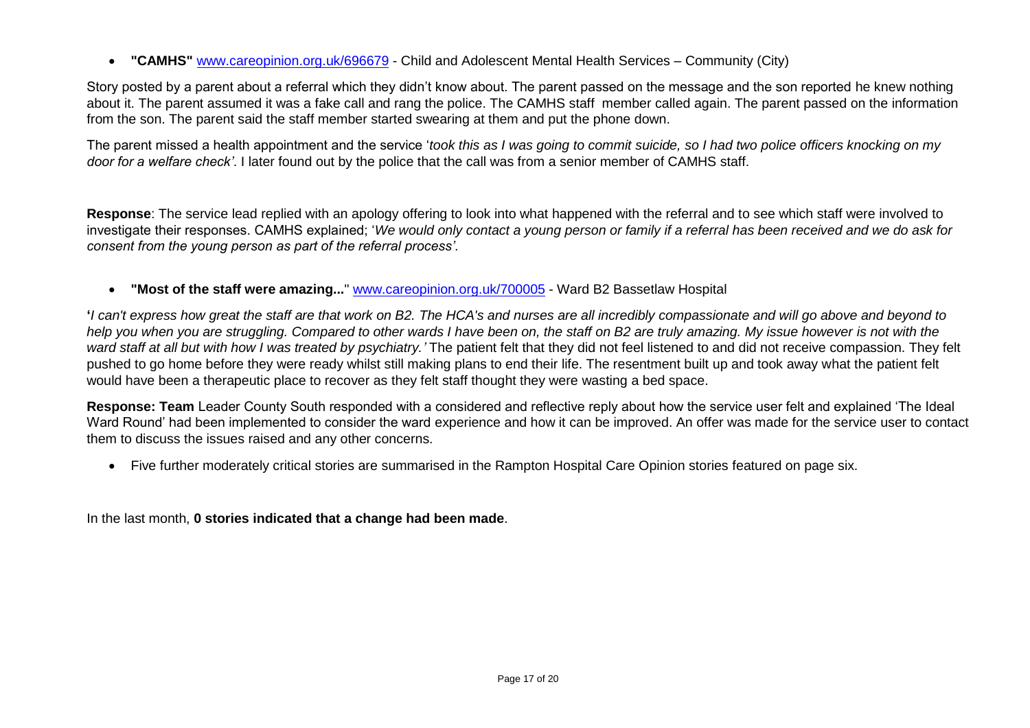- **"CAMHS"** www.careopinion.org.uk/696679 - Child and Adolescent Mental Health Services – Community (City)

Story posted by a parent about a referral which they didn't know about. The parent passed on the message and the son reported he knew nothing about it. The parent assumed it was a fake call and rang the police. The CAMHS staff member called again. The parent passed on the information from the son. The parent said the staff member started swearing at them and put the phone down.

The parent missed a health appointment and the service '*took this as I was going to commit suicide, so I had two police officers knocking on my door for a welfare check'*. I later found out by the police that the call was from a senior member of CAMHS staff.

**Response**: The service lead replied with an apology offering to look into what happened with the referral and to see which staff were involved to investigate their responses. CAMHS explained; '*We would only contact a young person or family if a referral has been received and we do ask for consent from the young person as part of the referral process'*.

- **"Most of the staff were amazing...**" www.careopinion.org.uk/700005 - Ward B2 Bassetlaw Hospital

**'***I can't express how great the staff are that work on B2. The HCA's and nurses are all incredibly compassionate and will go above and beyond to help you when you are struggling. Compared to other wards I have been on, the staff on B2 are truly amazing. My issue however is not with the ward staff at all but with how I was treated by psychiatry.'* The patient felt that they did not feel listened to and did not receive compassion. They felt pushed to go home before they were ready whilst still making plans to end their life. The resentment built up and took away what the patient felt would have been a therapeutic place to recover as they felt staff thought they were wasting a bed space.

**Response: Team** Leader County South responded with a considered and reflective reply about how the service user felt and explained 'The Ideal Ward Round' had been implemented to consider the ward experience and how it can be improved. An offer was made for the service user to contact them to discuss the issues raised and any other concerns.

- Five further moderately critical stories are summarised in the Rampton Hospital Care Opinion stories featured on page six.

In the last month, **0 stories indicated that a change had been made**.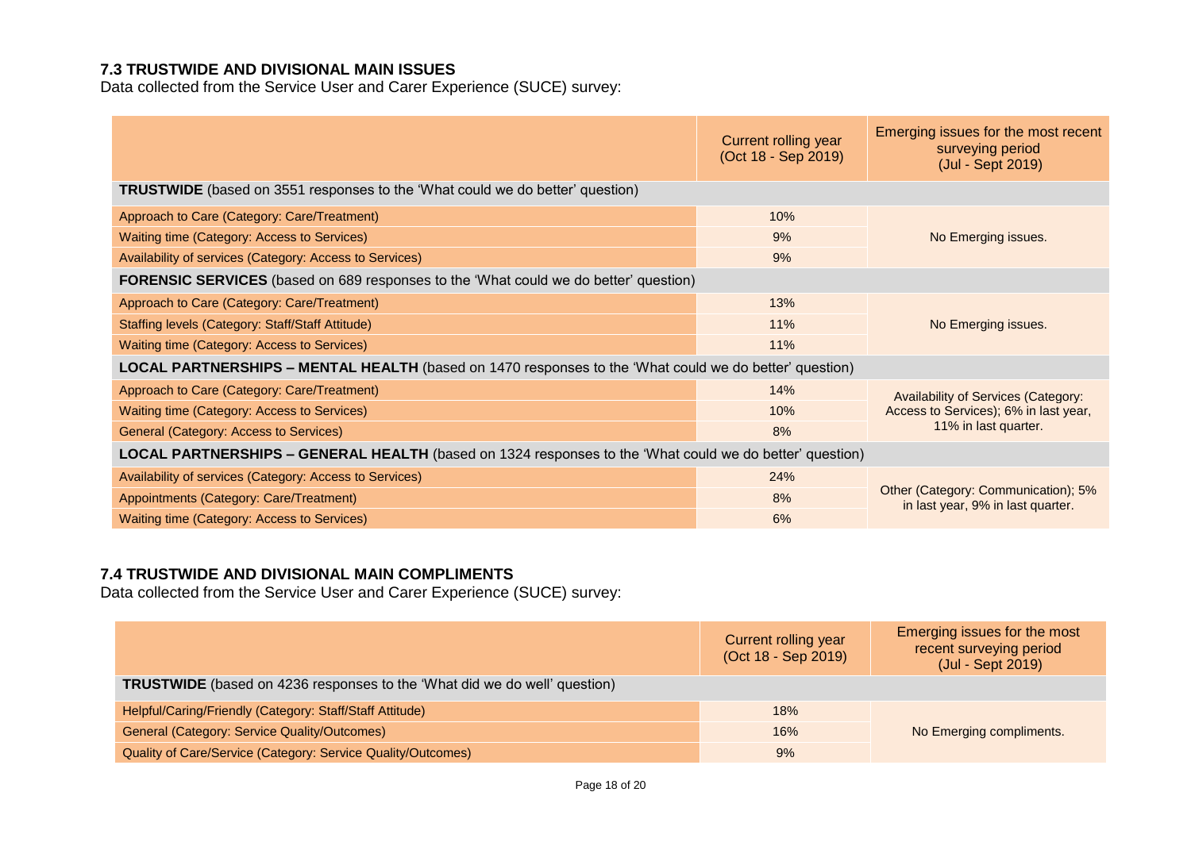### 7.3 TRUSTWIDE AND DIVISIONAL MAIN ISSUES

Data collected from the Service User and Carer Experience (SUCE) survey:

| | Current rolling year (Oct 18 - Sep 2019) | Emerging issues for the most recent surveying period (Jul - Sept 2019) |
|---|---|---|
| **TRUSTWIDE** (based on 3551 responses to the 'What could we do better' question) | | |
| Approach to Care (Category: Care/Treatment) | 10% | No Emerging issues. |
| Waiting time (Category: Access to Services) | 9% | |
| Availability of services (Category: Access to Services) | 9% | |
| **FORENSIC SERVICES** (based on 689 responses to the 'What could we do better' question) | | |
| Approach to Care (Category: Care/Treatment) | 13% | No Emerging issues. |
| Staffing levels (Category: Staff/Staff Attitude) | 11% | |
| Waiting time (Category: Access to Services) | 11% | |
| **LOCAL PARTNERSHIPS – MENTAL HEALTH** (based on 1470 responses to the 'What could we do better' question) | | |
| Approach to Care (Category: Care/Treatment) | 14% | Availability of Services (Category: Access to Services); 6% in last year, 11% in last quarter. |
| Waiting time (Category: Access to Services) | 10% | |
| General (Category: Access to Services) | 8% | |
| **LOCAL PARTNERSHIPS – GENERAL HEALTH** (based on 1324 responses to the 'What could we do better' question) | | |
| Availability of services (Category: Access to Services) | 24% | Other (Category: Communication); 5% in last year, 9% in last quarter. |
| Appointments (Category: Care/Treatment) | 8% | |
| Waiting time (Category: Access to Services) | 6% | |

### 7.4 TRUSTWIDE AND DIVISIONAL MAIN COMPLIMENTS

Data collected from the Service User and Carer Experience (SUCE) survey:

| | Current rolling year (Oct 18 - Sep 2019) | Emerging issues for the most recent surveying period (Jul - Sept 2019) |
|---|---|---|
| **TRUSTWIDE** (based on 4236 responses to the 'What did we do well' question) | | |
| Helpful/Caring/Friendly (Category: Staff/Staff Attitude) | 18% | No Emerging compliments. |
| General (Category: Service Quality/Outcomes) | 16% | |
| Quality of Care/Service (Category: Service Quality/Outcomes) | 9% | |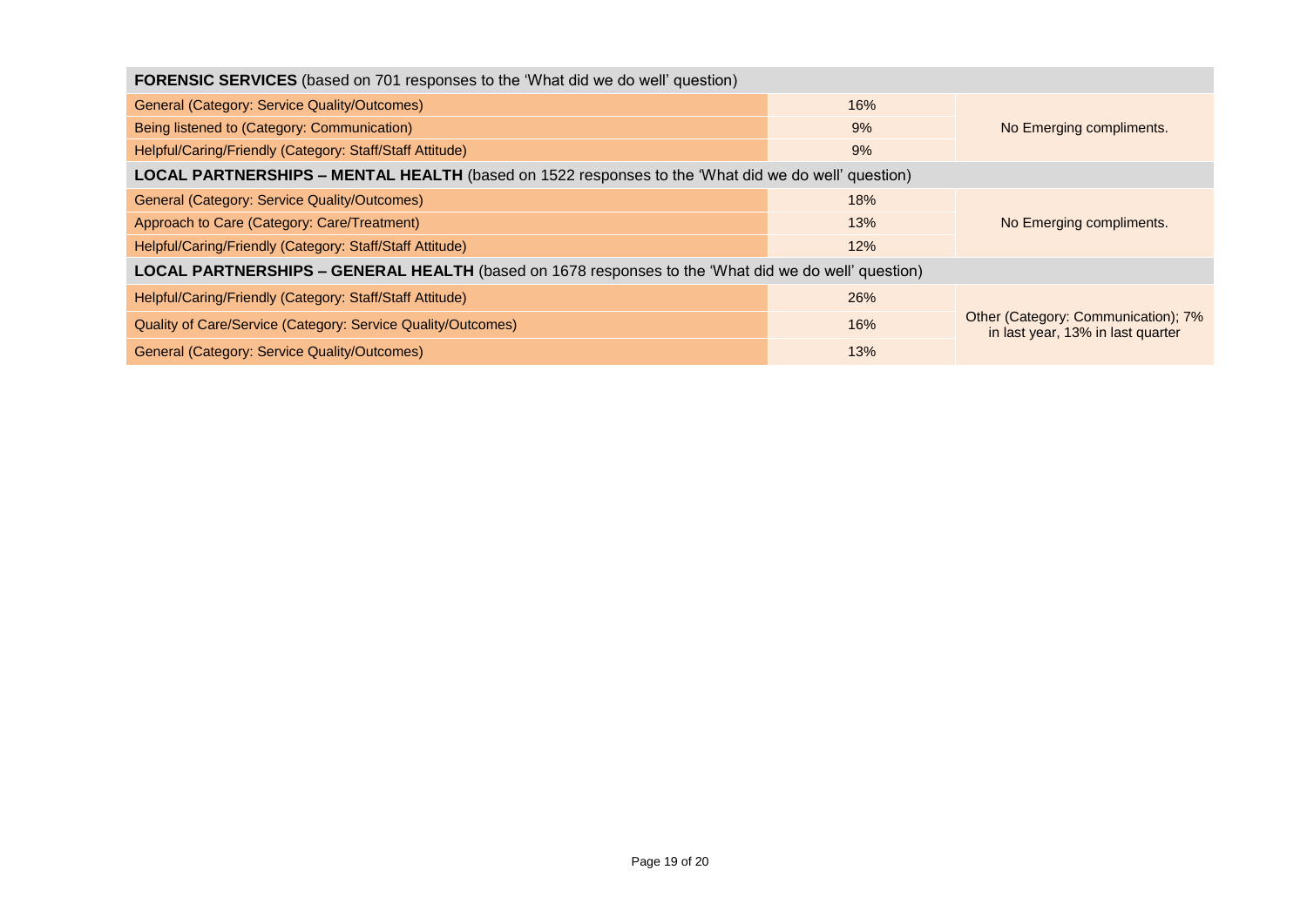| FORENSIC SERVICES (based on 701 responses to the 'What did we do well' question) | | |
|---|---|---|
| General (Category: Service Quality/Outcomes) | 16% | No Emerging compliments. |
| Being listened to (Category: Communication) | 9% | |
| Helpful/Caring/Friendly (Category: Staff/Staff Attitude) | 9% | |
| **LOCAL PARTNERSHIPS – MENTAL HEALTH** (based on 1522 responses to the 'What did we do well' question) | | |
| General (Category: Service Quality/Outcomes) | 18% | No Emerging compliments. |
| Approach to Care (Category: Care/Treatment) | 13% | |
| Helpful/Caring/Friendly (Category: Staff/Staff Attitude) | 12% | |
| **LOCAL PARTNERSHIPS – GENERAL HEALTH** (based on 1678 responses to the 'What did we do well' question) | | |
| Helpful/Caring/Friendly (Category: Staff/Staff Attitude) | 26% | Other (Category: Communication); 7% in last year, 13% in last quarter |
| Quality of Care/Service (Category: Service Quality/Outcomes) | 16% | |
| General (Category: Service Quality/Outcomes) | 13% | |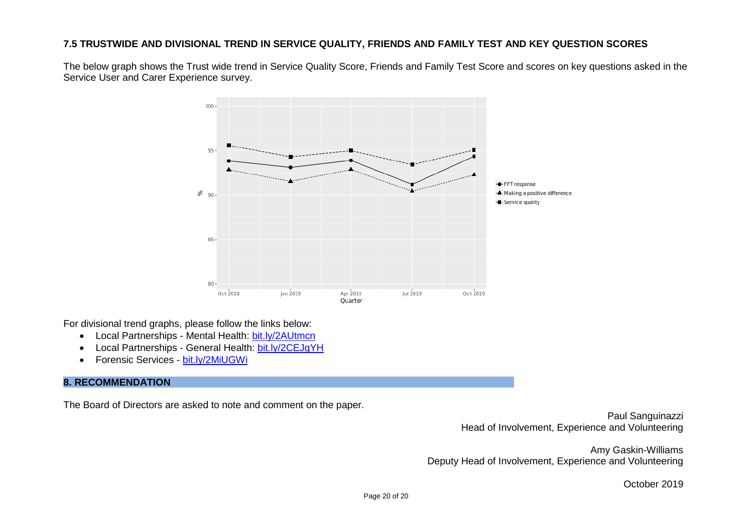### 7.5 TRUSTWIDE AND DIVISIONAL TREND IN SERVICE QUALITY, FRIENDS AND FAMILY TEST AND KEY QUESTION SCORES

The below graph shows the Trust wide trend in Service Quality Score, Friends and Family Test Score and scores on key questions asked in the Service User and Carer Experience survey.

100
95
90
85
80
%
Oct 2018
Jan 2019
Apr 2019
Jul 2019
Oct 2019
Quarter

FFT response
Making a positive difference
Service quality

For divisional trend graphs, please follow the links below:

- Local Partnerships - Mental Health: bit.ly/2AUtmcn
- Local Partnerships - General Health: bit.ly/2CEJgYH
- Forensic Services - bit.ly/2MiUGWi

## 8. RECOMMENDATION

The Board of Directors are asked to note and comment on the paper.

Paul Sanguinazzi
Head of Involvement, Experience and Volunteering

Amy Gaskin-Williams
Deputy Head of Involvement, Experience and Volunteering

October 2019